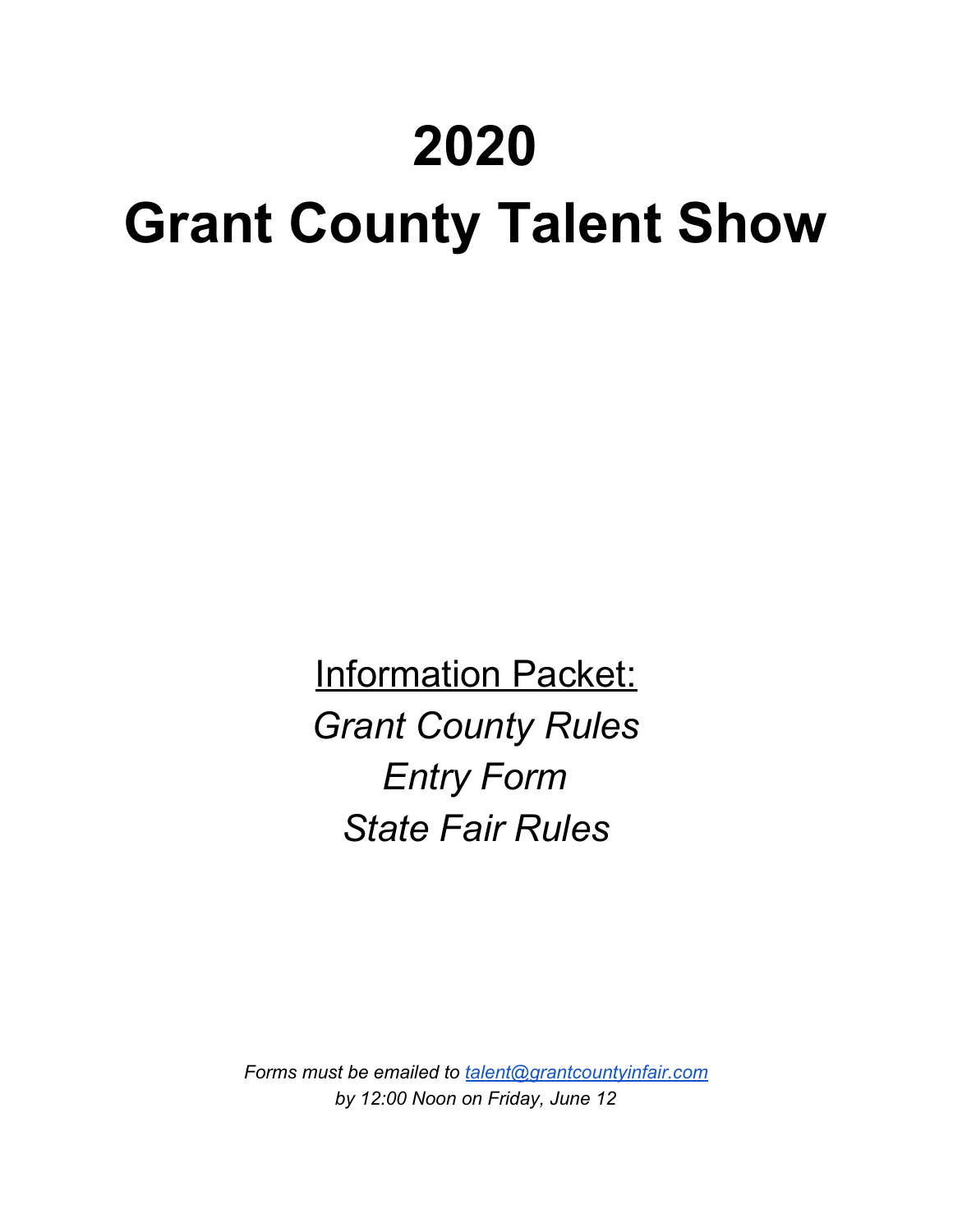# 2020

# Grant County Talent Show

<u>Information Packet:</u>

*Grant County Rules*

*Entry Form*

*State Fair Rules*

*Forms must be emailed to [talent@grantcountyinfair.com](mailto:talent@grantcountyinfair.com)*
*by 12:00 Noon on Friday, June 12*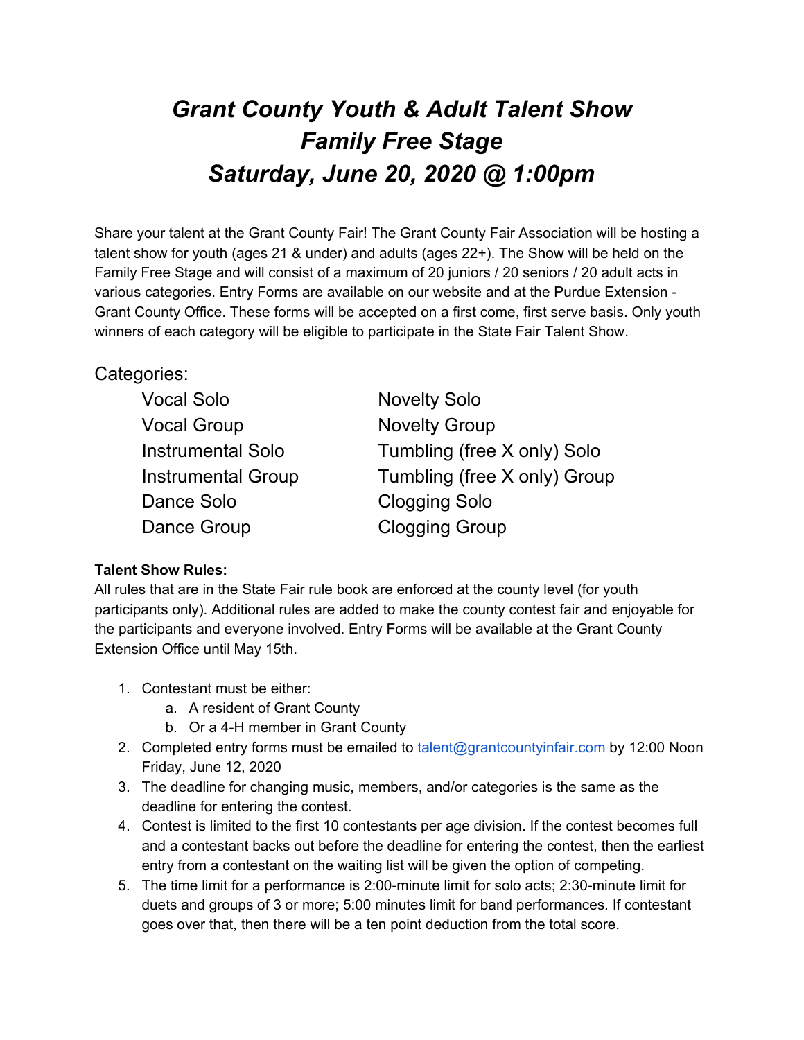# *Grant County Youth & Adult Talent Show*
# *Family Free Stage*
# *Saturday, June 20, 2020 @ 1:00pm*

Share your talent at the Grant County Fair! The Grant County Fair Association will be hosting a talent show for youth (ages 21 & under) and adults (ages 22+). The Show will be held on the Family Free Stage and will consist of a maximum of 20 juniors / 20 seniors / 20 adult acts in various categories. Entry Forms are available on our website and at the Purdue Extension - Grant County Office. These forms will be accepted on a first come, first serve basis. Only youth winners of each category will be eligible to participate in the State Fair Talent Show.

Categories:

- Vocal Solo
- Vocal Group
- Instrumental Solo
- Instrumental Group
- Dance Solo
- Dance Group
- Novelty Solo
- Novelty Group
- Tumbling (free X only) Solo
- Tumbling (free X only) Group
- Clogging Solo
- Clogging Group

**Talent Show Rules:**
All rules that are in the State Fair rule book are enforced at the county level (for youth participants only). Additional rules are added to make the county contest fair and enjoyable for the participants and everyone involved. Entry Forms will be available at the Grant County Extension Office until May 15th.

1. Contestant must be either:
   a. A resident of Grant County
   b. Or a 4-H member in Grant County
2. Completed entry forms must be emailed to talent@grantcountyinfair.com by 12:00 Noon Friday, June 12, 2020
3. The deadline for changing music, members, and/or categories is the same as the deadline for entering the contest.
4. Contest is limited to the first 10 contestants per age division. If the contest becomes full and a contestant backs out before the deadline for entering the contest, then the earliest entry from a contestant on the waiting list will be given the option of competing.
5. The time limit for a performance is 2:00-minute limit for solo acts; 2:30-minute limit for duets and groups of 3 or more; 5:00 minutes limit for band performances. If contestant goes over that, then there will be a ten point deduction from the total score.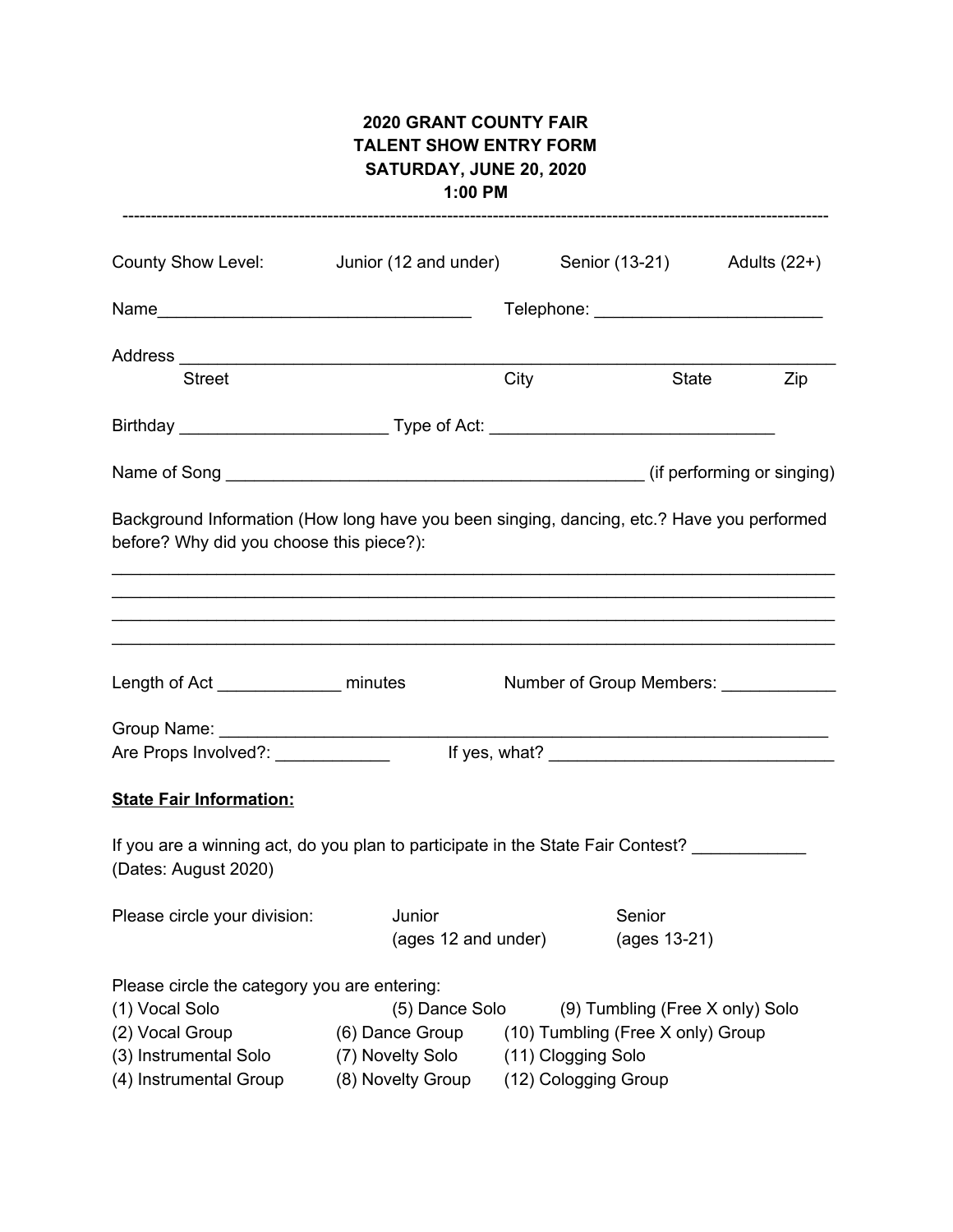**2020 GRANT COUNTY FAIR**
**TALENT SHOW ENTRY FORM**
**SATURDAY, JUNE 20, 2020**
**1:00 PM**

---

County Show Level: Junior (12 and under) Senior (13-21) Adults (22+)

Name________________________________ Telephone: ________________________

Address ______________________________________________________________________
Street City State Zip

Birthday ______________________ Type of Act: ______________________________

Name of Song ____________________________________________ (if performing or singing)

Background Information (How long have you been singing, dancing, etc.? Have you performed before? Why did you choose this piece?):

_____________________________________________________________________________
_____________________________________________________________________________
_____________________________________________________________________________
_____________________________________________________________________________

Length of Act _____________ minutes Number of Group Members: ____________

Group Name: _________________________________________________________________
Are Props Involved?: ____________ If yes, what? ______________________________

**<u>State Fair Information:</u>**

If you are a winning act, do you plan to participate in the State Fair Contest? ____________
(Dates: August 2020)

Please circle your division: Junior (ages 12 and under) Senior (ages 13-21)

Please circle the category you are entering:

(1) Vocal Solo
(2) Vocal Group
(3) Instrumental Solo
(4) Instrumental Group
(5) Dance Solo
(6) Dance Group
(7) Novelty Solo
(8) Novelty Group
(9) Tumbling (Free X only) Solo
(10) Tumbling (Free X only) Group
(11) Clogging Solo
(12) Cologging Group